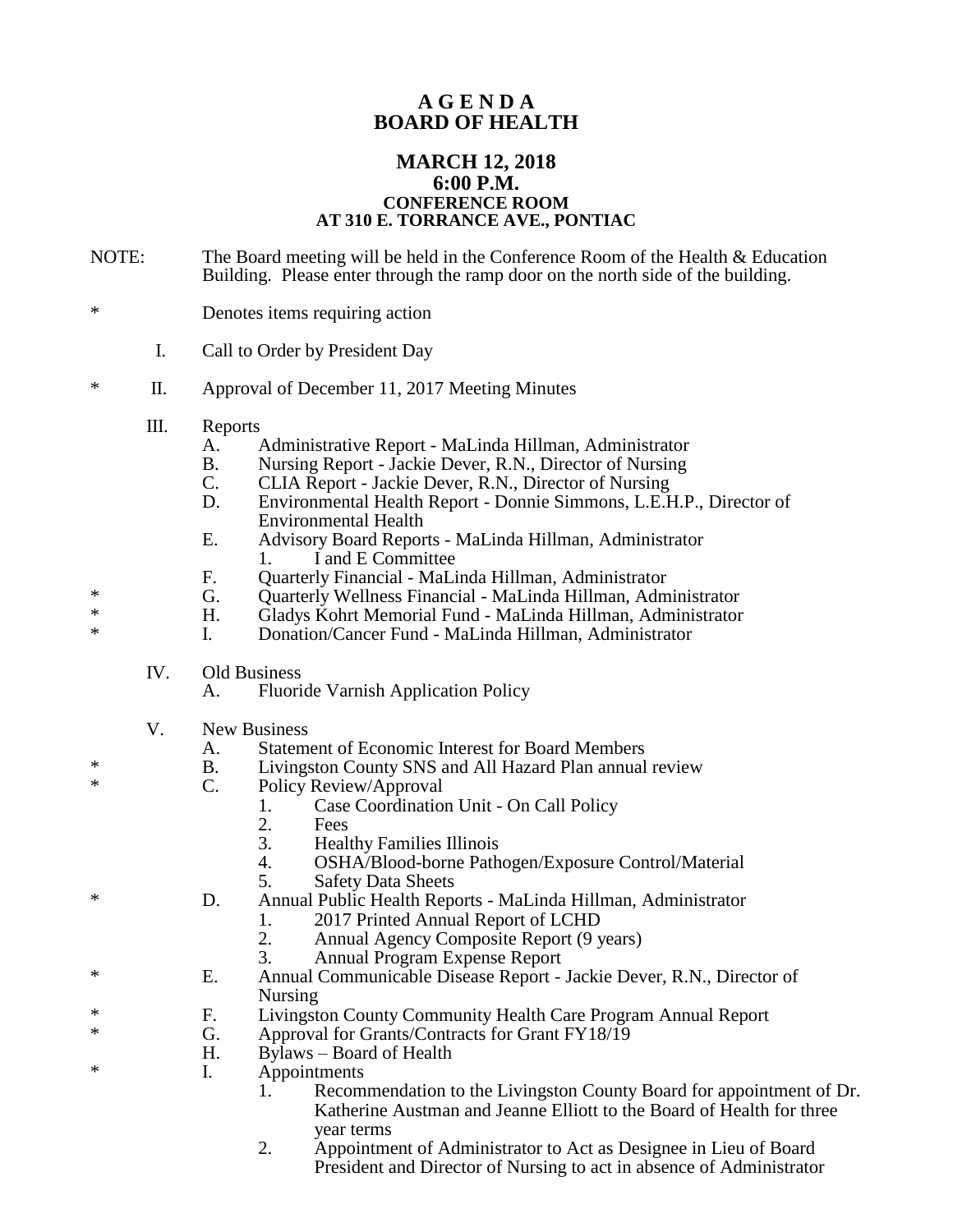# A G E N D A
# BOARD OF HEALTH

## MARCH 12, 2018
## 6:00 P.M.
### CONFERENCE ROOM
### AT 310 E. TORRANCE AVE., PONTIAC

NOTE: The Board meeting will be held in the Conference Room of the Health & Education Building. Please enter through the ramp door on the north side of the building.

\* Denotes items requiring action

I. Call to Order by President Day

\* II. Approval of December 11, 2017 Meeting Minutes

III. Reports
- A. Administrative Report - MaLinda Hillman, Administrator
- B. Nursing Report - Jackie Dever, R.N., Director of Nursing
- C. CLIA Report - Jackie Dever, R.N., Director of Nursing
- D. Environmental Health Report - Donnie Simmons, L.E.H.P., Director of Environmental Health
- E. Advisory Board Reports - MaLinda Hillman, Administrator
  1. I and E Committee
- F. Quarterly Financial - MaLinda Hillman, Administrator
- \* G. Quarterly Wellness Financial - MaLinda Hillman, Administrator
- \* H. Gladys Kohrt Memorial Fund - MaLinda Hillman, Administrator
- \* I. Donation/Cancer Fund - MaLinda Hillman, Administrator

IV. Old Business
- A. Fluoride Varnish Application Policy

V. New Business
- A. Statement of Economic Interest for Board Members
- \* B. Livingston County SNS and All Hazard Plan annual review
- \* C. Policy Review/Approval
  1. Case Coordination Unit - On Call Policy
  2. Fees
  3. Healthy Families Illinois
  4. OSHA/Blood-borne Pathogen/Exposure Control/Material
  5. Safety Data Sheets
- \* D. Annual Public Health Reports - MaLinda Hillman, Administrator
  1. 2017 Printed Annual Report of LCHD
  2. Annual Agency Composite Report (9 years)
  3. Annual Program Expense Report
- \* E. Annual Communicable Disease Report - Jackie Dever, R.N., Director of Nursing
- \* F. Livingston County Community Health Care Program Annual Report
- \* G. Approval for Grants/Contracts for Grant FY18/19
- H. Bylaws – Board of Health
- \* I. Appointments
  1. Recommendation to the Livingston County Board for appointment of Dr. Katherine Austman and Jeanne Elliott to the Board of Health for three year terms
  2. Appointment of Administrator to Act as Designee in Lieu of Board President and Director of Nursing to act in absence of Administrator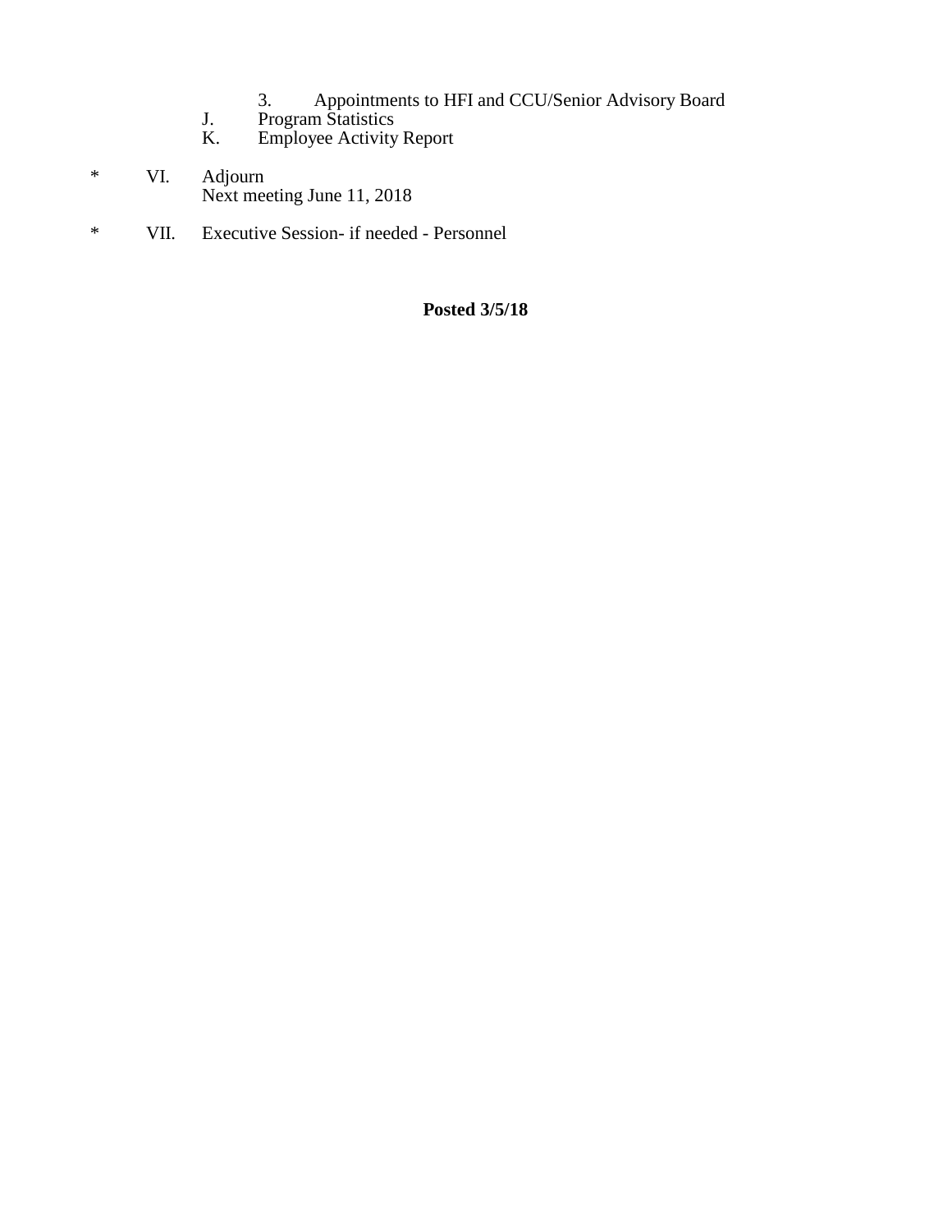3. Appointments to HFI and CCU/Senior Advisory Board

J. Program Statistics

K. Employee Activity Report

* VI. Adjourn
  Next meeting June 11, 2018

* VII. Executive Session- if needed - Personnel

**Posted 3/5/18**